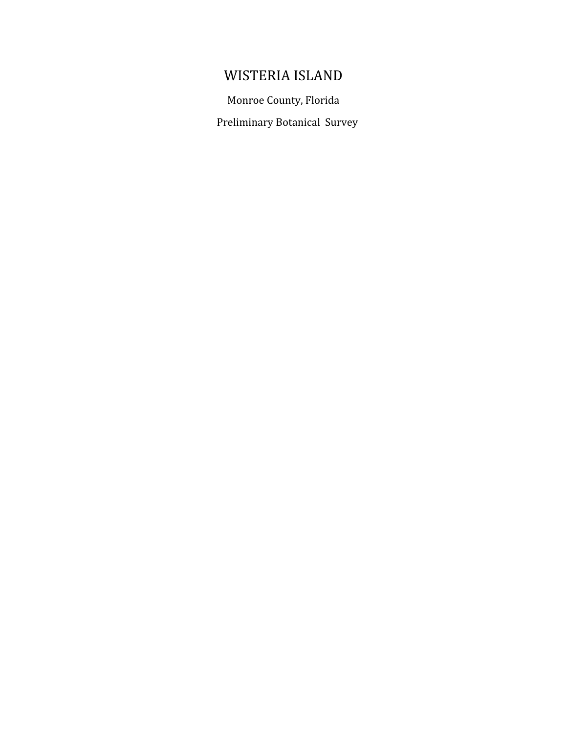# WISTERIA ISLAND

Monroe County, Florida

Preliminary Botanical Survey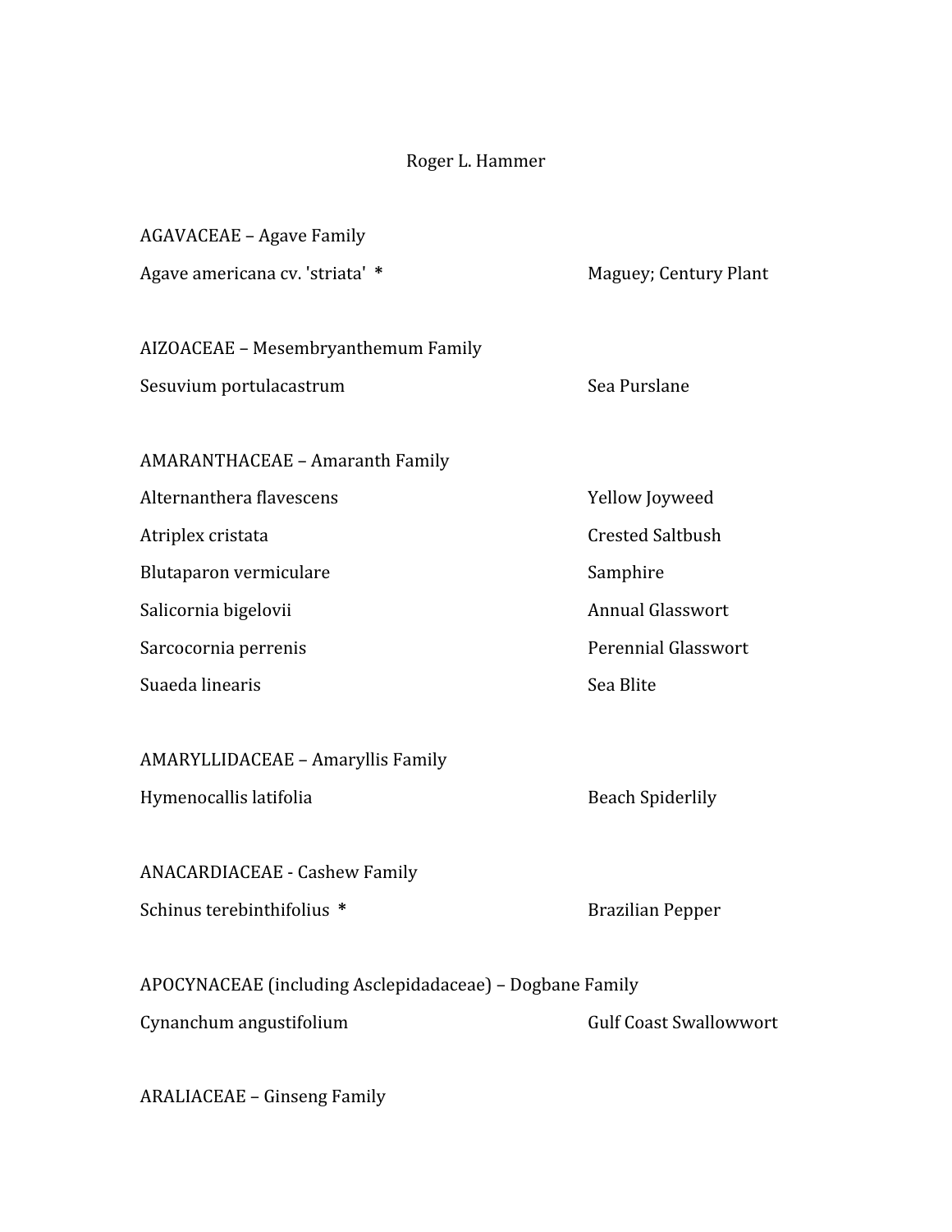AGAVACEAE – Agave Family

| | |
|---|---|
| Agave americana cv. 'striata' * | Maguey; Century Plant |

AIZOACEAE – Mesembryanthemum Family

| | |
|---|---|
| Sesuvium portulacastrum | Sea Purslane |

AMARANTHACEAE – Amaranth Family

| | |
|---|---|
| Alternanthera flavescens | Yellow Joyweed |
| Atriplex cristata | Crested Saltbush |
| Blutaparon vermiculare | Samphire |
| Salicornia bigelovii | Annual Glasswort |
| Sarcocornia perrenis | Perennial Glasswort |
| Suaeda linearis | Sea Blite |

AMARYLLIDACEAE – Amaryllis Family

| | |
|---|---|
| Hymenocallis latifolia | Beach Spiderlily |

ANACARDIACEAE - Cashew Family

| | |
|---|---|
| Schinus terebinthifolius * | Brazilian Pepper |

APOCYNACEAE (including Asclepidadaceae) – Dogbane Family

| | |
|---|---|
| Cynanchum angustifolium | Gulf Coast Swallowwort |

ARALIACEAE – Ginseng Family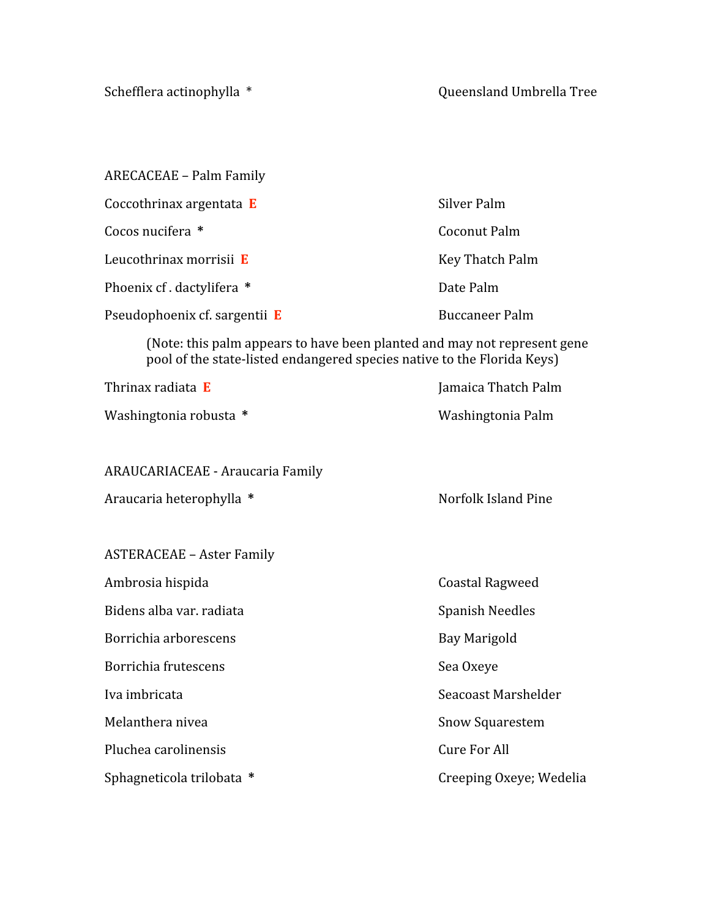Schefflera actinophylla * — Queensland Umbrella Tree

ARECACEAE – Palm Family

Coccothrinax argentata **E** — Silver Palm

Cocos nucifera * — Coconut Palm

Leucothrinax morrisii **E** — Key Thatch Palm

Phoenix cf . dactylifera * — Date Palm

Pseudophoenix cf. sargentii **E** — Buccaneer Palm

> (Note: this palm appears to have been planted and may not represent gene pool of the state-listed endangered species native to the Florida Keys)

Thrinax radiata **E** — Jamaica Thatch Palm

Washingtonia robusta * — Washingtonia Palm

ARAUCARIACEAE - Araucaria Family

Araucaria heterophylla * — Norfolk Island Pine

ASTERACEAE – Aster Family

Ambrosia hispida — Coastal Ragweed

Bidens alba var. radiata — Spanish Needles

Borrichia arborescens — Bay Marigold

Borrichia frutescens — Sea Oxeye

Iva imbricata — Seacoast Marshelder

Melanthera nivea — Snow Squarestem

Pluchea carolinensis — Cure For All

Sphagneticola trilobata * — Creeping Oxeye; Wedelia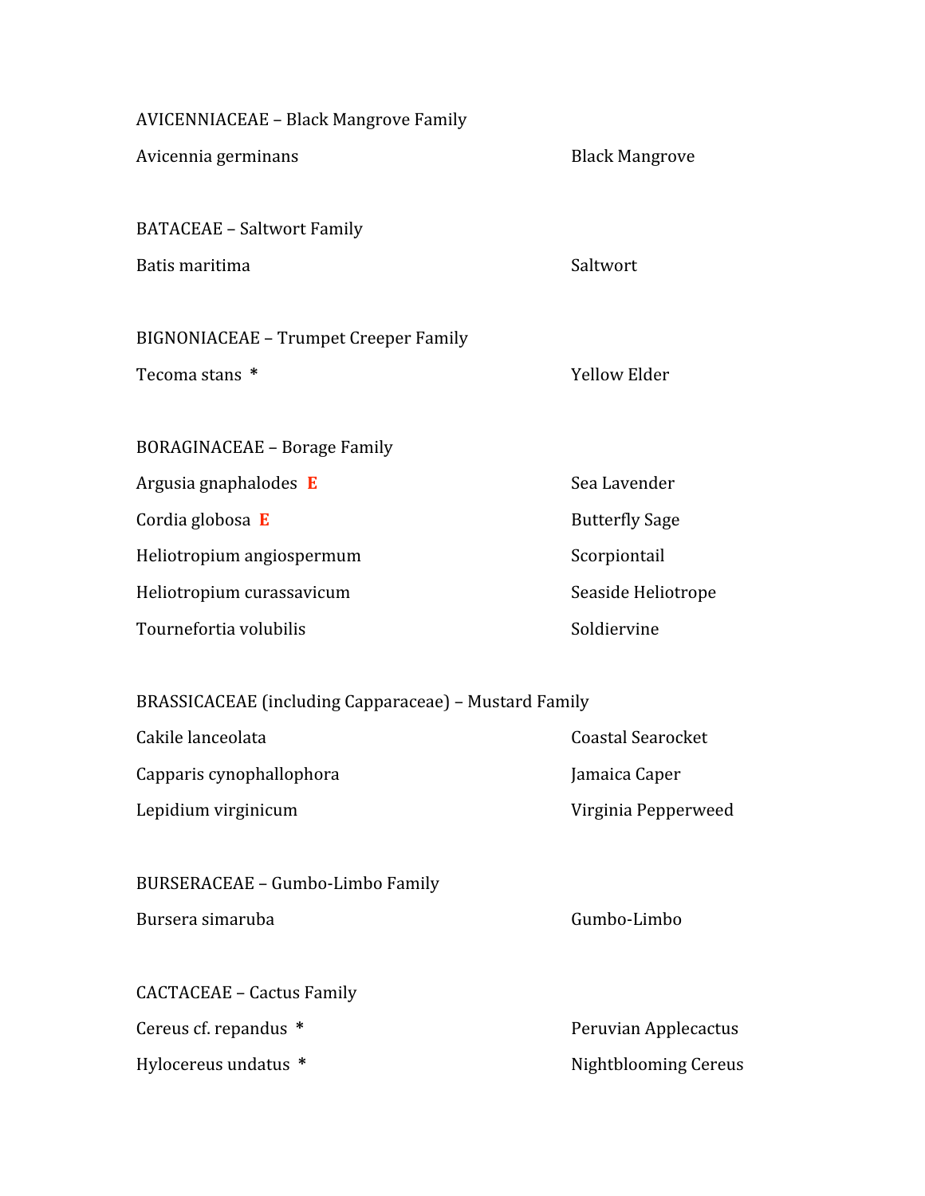AVICENNIACEAE – Black Mangrove Family

| | |
|---|---|
| Avicennia germinans | Black Mangrove |

BATACEAE – Saltwort Family

| | |
|---|---|
| Batis maritima | Saltwort |

BIGNONIACEAE – Trumpet Creeper Family

| | |
|---|---|
| Tecoma stans * | Yellow Elder |

BORAGINACEAE – Borage Family

| | |
|---|---|
| Argusia gnaphalodes **E** | Sea Lavender |
| Cordia globosa **E** | Butterfly Sage |
| Heliotropium angiospermum | Scorpiontail |
| Heliotropium curassavicum | Seaside Heliotrope |
| Tournefortia volubilis | Soldiervine |

BRASSICACEAE (including Capparaceae) – Mustard Family

| | |
|---|---|
| Cakile lanceolata | Coastal Searocket |
| Capparis cynophallophora | Jamaica Caper |
| Lepidium virginicum | Virginia Pepperweed |

BURSERACEAE – Gumbo-Limbo Family

| | |
|---|---|
| Bursera simaruba | Gumbo-Limbo |

CACTACEAE – Cactus Family

| | |
|---|---|
| Cereus cf. repandus * | Peruvian Applecactus |
| Hylocereus undatus * | Nightblooming Cereus |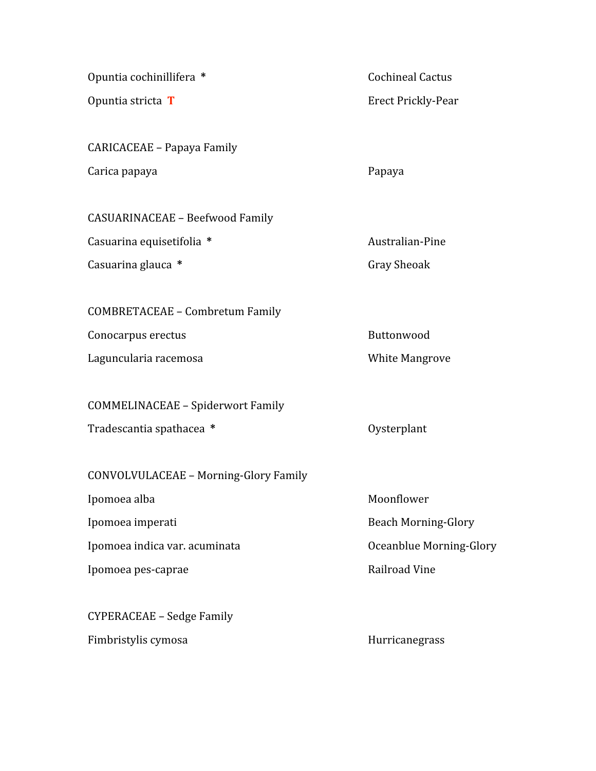Opuntia cochinillifera * Cochineal Cactus

Opuntia stricta **T** Erect Prickly-Pear

CARICACEAE – Papaya Family

Carica papaya Papaya

CASUARINACEAE – Beefwood Family

Casuarina equisetifolia * Australian-Pine

Casuarina glauca * Gray Sheoak

COMBRETACEAE – Combretum Family

Conocarpus erectus Buttonwood

Laguncularia racemosa White Mangrove

COMMELINACEAE – Spiderwort Family

Tradescantia spathacea * Oysterplant

CONVOLVULACEAE – Morning-Glory Family

Ipomoea alba Moonflower

Ipomoea imperati Beach Morning-Glory

Ipomoea indica var. acuminata Oceanblue Morning-Glory

Ipomoea pes-caprae Railroad Vine

CYPERACEAE – Sedge Family

Fimbristylis cymosa Hurricanegrass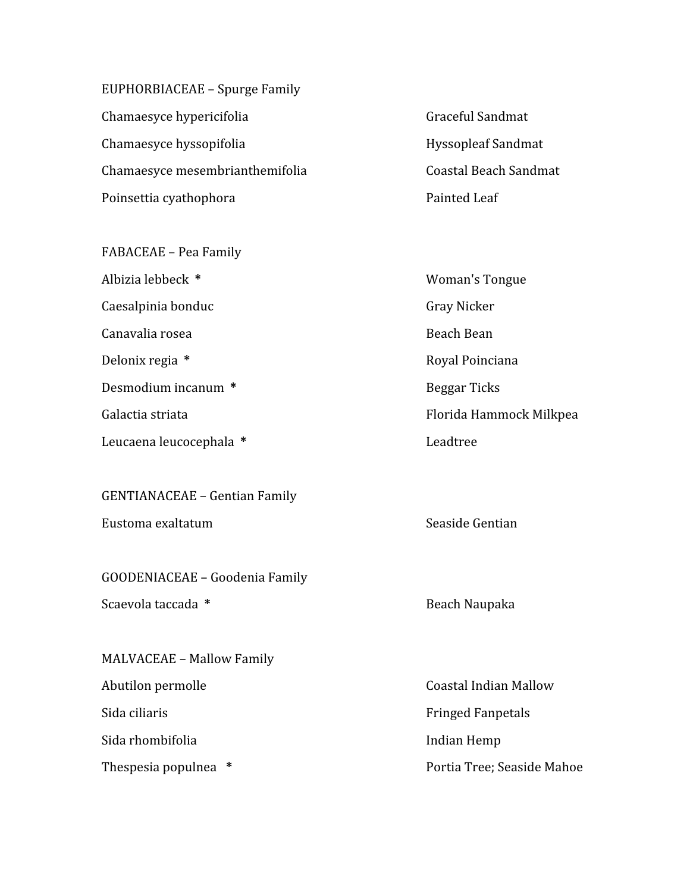EUPHORBIACEAE – Spurge Family

| | |
|---|---|
| Chamaesyce hypericifolia | Graceful Sandmat |
| Chamaesyce hyssopifolia | Hyssopleaf Sandmat |
| Chamaesyce mesembrianthemifolia | Coastal Beach Sandmat |
| Poinsettia cyathophora | Painted Leaf |

FABACEAE – Pea Family

| | |
|---|---|
| Albizia lebbeck * | Woman's Tongue |
| Caesalpinia bonduc | Gray Nicker |
| Canavalia rosea | Beach Bean |
| Delonix regia * | Royal Poinciana |
| Desmodium incanum * | Beggar Ticks |
| Galactia striata | Florida Hammock Milkpea |
| Leucaena leucocephala * | Leadtree |

GENTIANACEAE – Gentian Family

| | |
|---|---|
| Eustoma exaltatum | Seaside Gentian |

GOODENIACEAE – Goodenia Family

| | |
|---|---|
| Scaevola taccada * | Beach Naupaka |

MALVACEAE – Mallow Family

| | |
|---|---|
| Abutilon permolle | Coastal Indian Mallow |
| Sida ciliaris | Fringed Fanpetals |
| Sida rhombifolia | Indian Hemp |
| Thespesia populnea * | Portia Tree; Seaside Mahoe |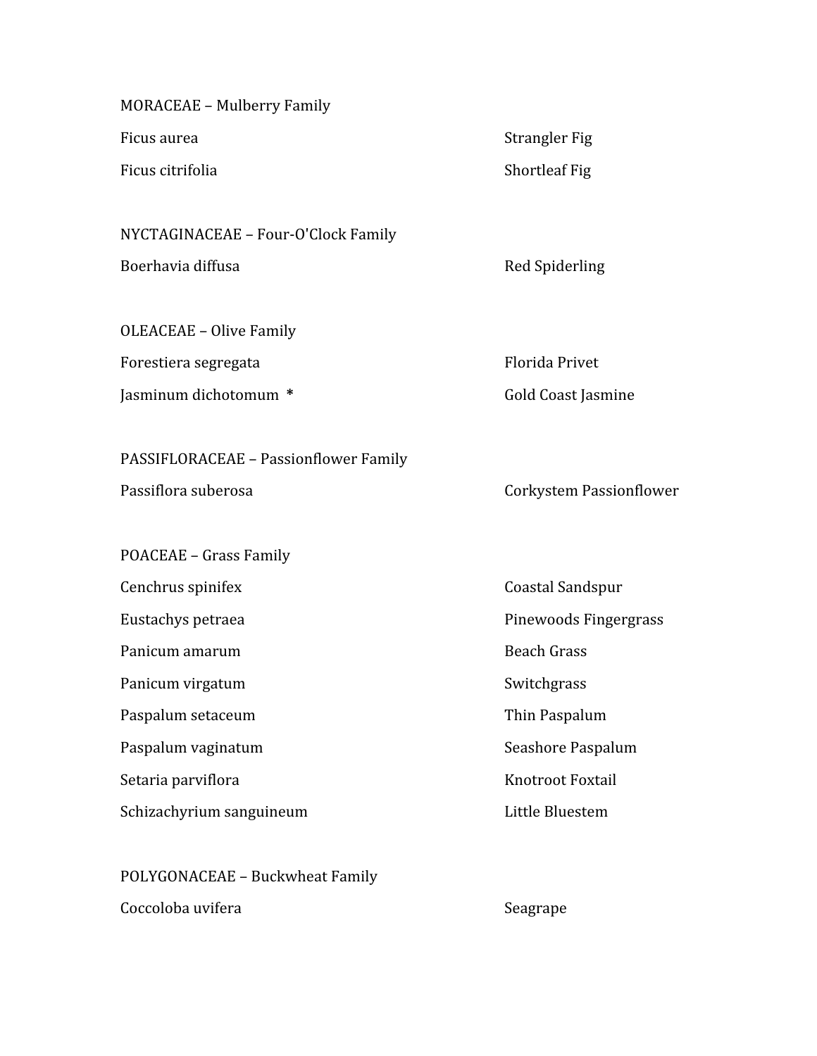MORACEAE – Mulberry Family

| | |
|---|---|
| Ficus aurea | Strangler Fig |
| Ficus citrifolia | Shortleaf Fig |

NYCTAGINACEAE – Four-O'Clock Family

| | |
|---|---|
| Boerhavia diffusa | Red Spiderling |

OLEACEAE – Olive Family

| | |
|---|---|
| Forestiera segregata | Florida Privet |
| Jasminum dichotomum * | Gold Coast Jasmine |

PASSIFLORACEAE – Passionflower Family

| | |
|---|---|
| Passiflora suberosa | Corkystem Passionflower |

POACEAE – Grass Family

| | |
|---|---|
| Cenchrus spinifex | Coastal Sandspur |
| Eustachys petraea | Pinewoods Fingergrass |
| Panicum amarum | Beach Grass |
| Panicum virgatum | Switchgrass |
| Paspalum setaceum | Thin Paspalum |
| Paspalum vaginatum | Seashore Paspalum |
| Setaria parviflora | Knotroot Foxtail |
| Schizachyrium sanguineum | Little Bluestem |

POLYGONACEAE – Buckwheat Family

| | |
|---|---|
| Coccoloba uvifera | Seagrape |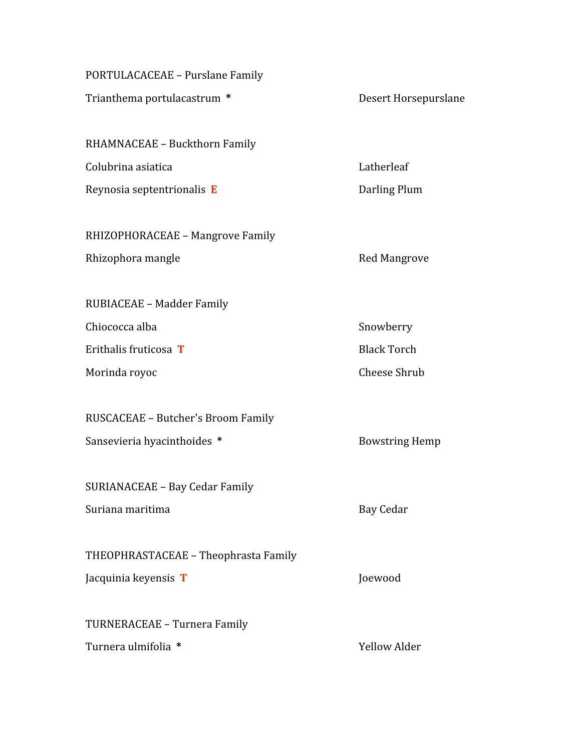PORTULACACEAE – Purslane Family

Trianthema portulacastrum * Desert Horsepurslane

RHAMNACEAE – Buckthorn Family

Colubrina asiatica Latherleaf

Reynosia septentrionalis **E** Darling Plum

RHIZOPHORACEAE – Mangrove Family

Rhizophora mangle Red Mangrove

RUBIACEAE – Madder Family

Chiococca alba Snowberry

Erithalis fruticosa **T** Black Torch

Morinda royoc Cheese Shrub

RUSCACEAE – Butcher's Broom Family

Sansevieria hyacinthoides * Bowstring Hemp

SURIANACEAE – Bay Cedar Family

Suriana maritima Bay Cedar

THEOPHRASTACEAE – Theophrasta Family

Jacquinia keyensis **T** Joewood

TURNERACEAE – Turnera Family

Turnera ulmifolia * Yellow Alder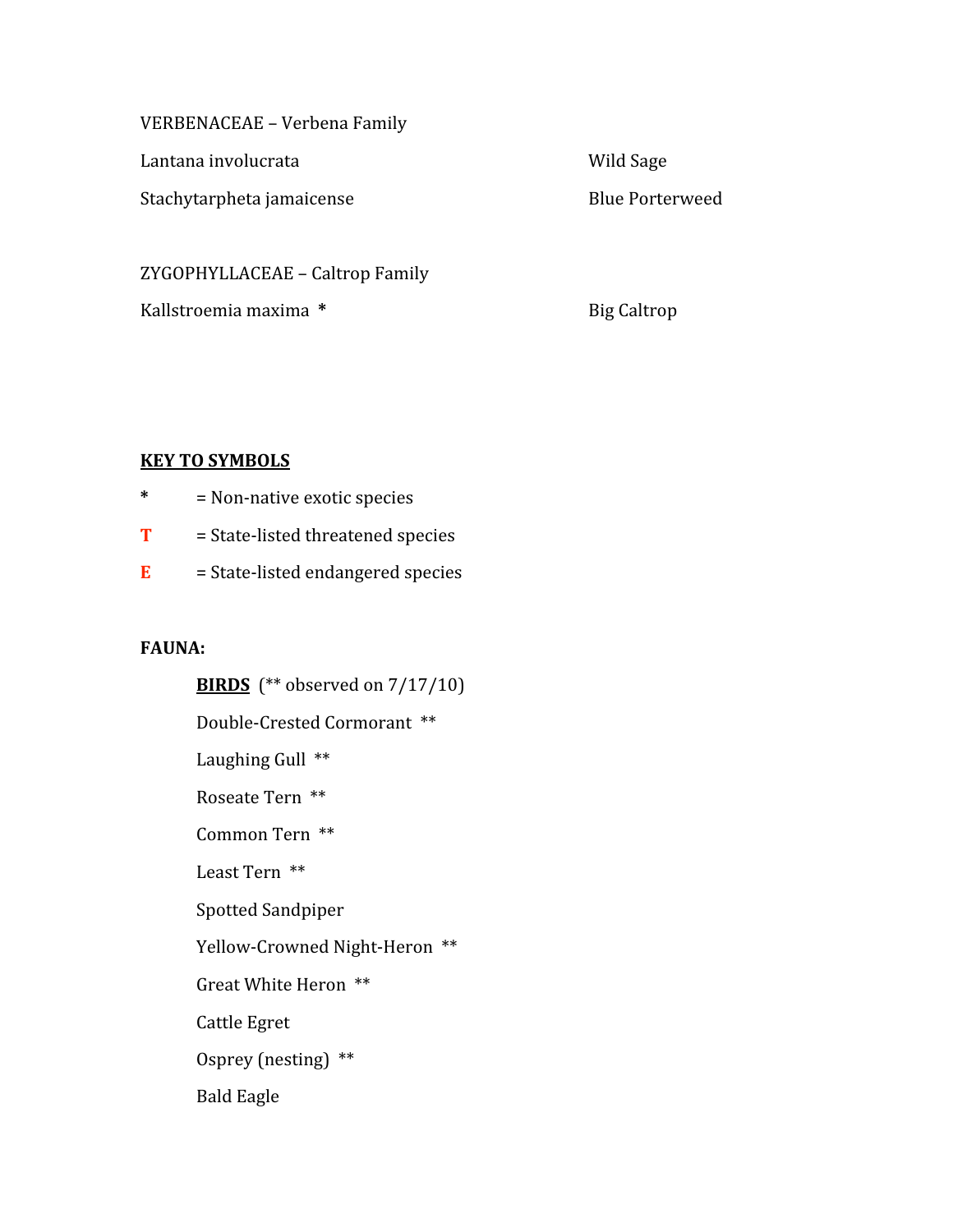VERBENACEAE – Verbena Family

| | |
|---|---|
| Lantana involucrata | Wild Sage |
| Stachytarpheta jamaicense | Blue Porterweed |

ZYGOPHYLLACEAE – Caltrop Family

| | |
|---|---|
| Kallstroemia maxima * | Big Caltrop |

**KEY TO SYMBOLS**

* = Non-native exotic species

**T** = State-listed threatened species

**E** = State-listed endangered species

**FAUNA:**

**BIRDS** (** observed on 7/17/10)

Double-Crested Cormorant **

Laughing Gull **

Roseate Tern **

Common Tern **

Least Tern **

Spotted Sandpiper

Yellow-Crowned Night-Heron **

Great White Heron **

Cattle Egret

Osprey (nesting) **

Bald Eagle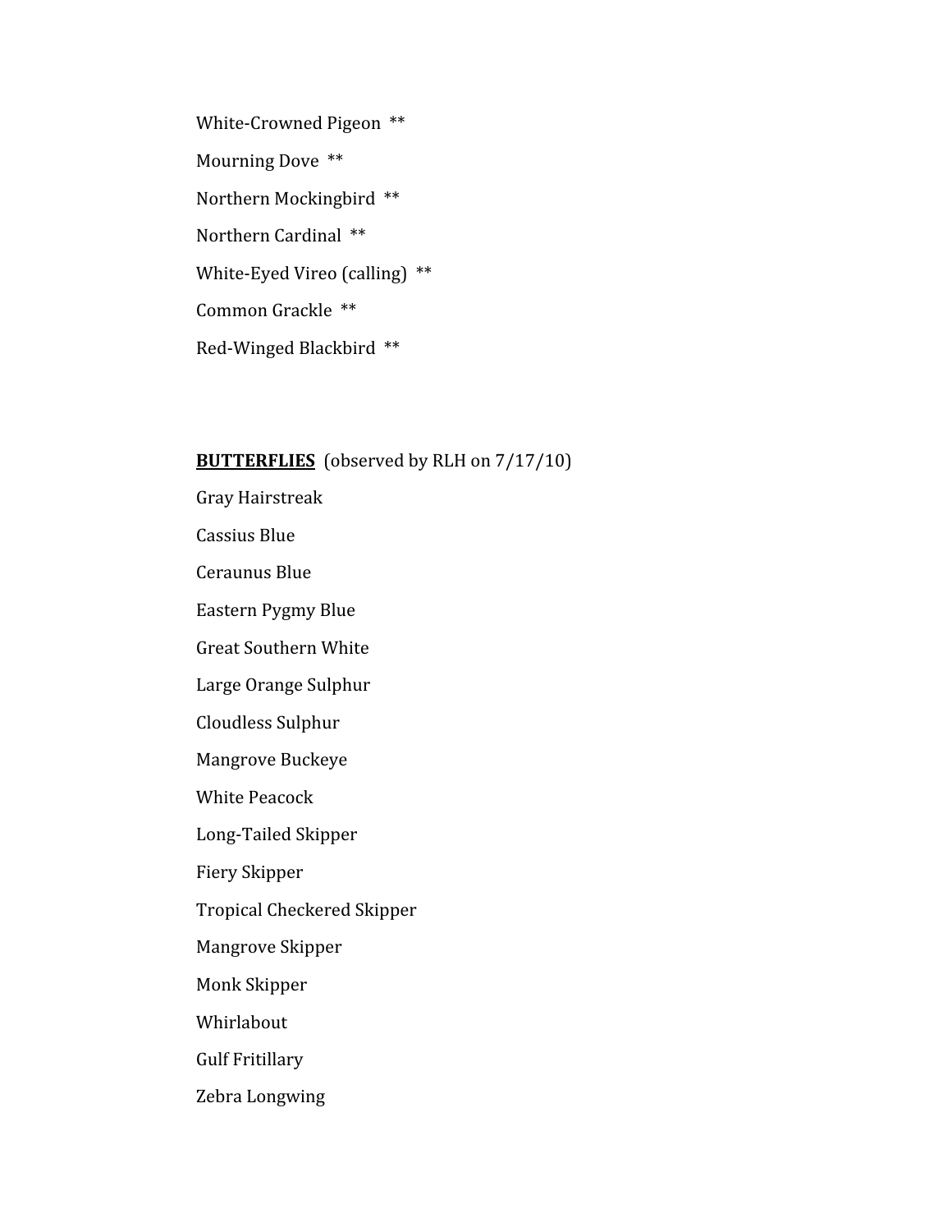White-Crowned Pigeon  **

Mourning Dove  **

Northern Mockingbird  **

Northern Cardinal  **

White-Eyed Vireo (calling)  **

Common Grackle  **

Red-Winged Blackbird  **

**BUTTERFLIES**  (observed by RLH on 7/17/10)

Gray Hairstreak

Cassius Blue

Ceraunus Blue

Eastern Pygmy Blue

Great Southern White

Large Orange Sulphur

Cloudless Sulphur

Mangrove Buckeye

White Peacock

Long-Tailed Skipper

Fiery Skipper

Tropical Checkered Skipper

Mangrove Skipper

Monk Skipper

Whirlabout

Gulf Fritillary

Zebra Longwing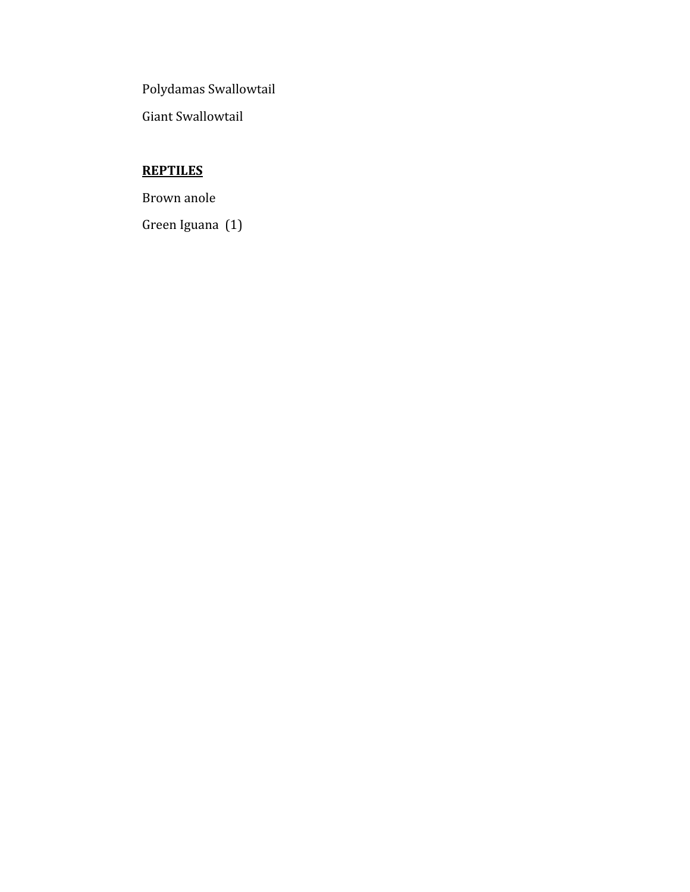Polydamas Swallowtail

Giant Swallowtail

**REPTILES**

Brown anole

Green Iguana (1)